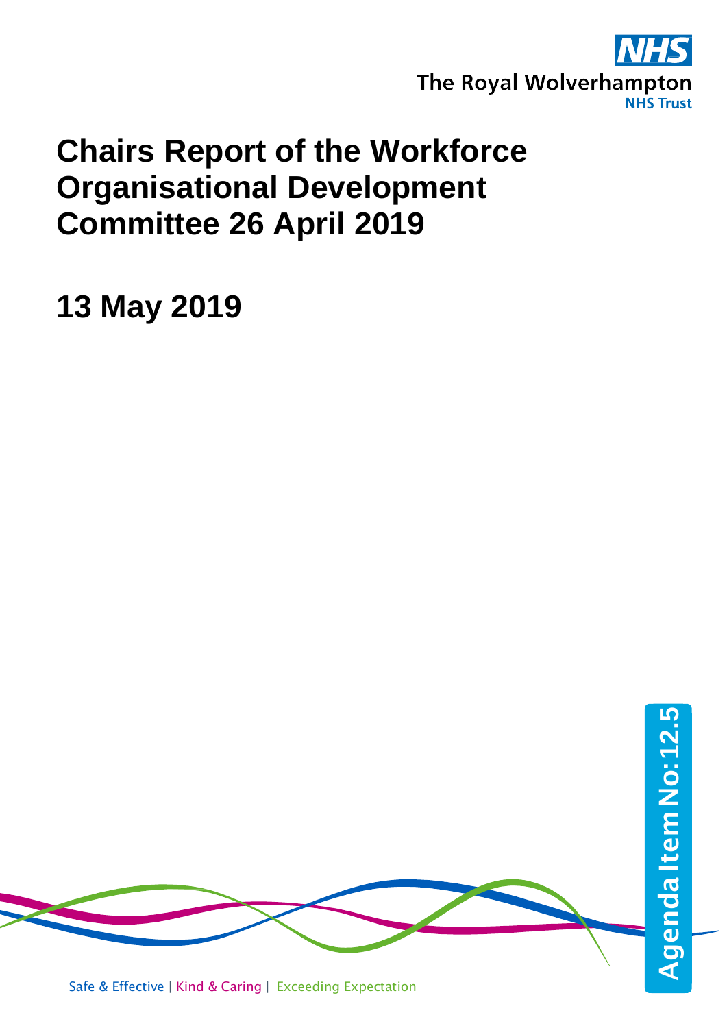The Royal Wolverhampton NHS Trust

# Chairs Report of the Workforce Organisational Development Committee 26 April 2019

## 13 May 2019

Agenda Item No: 12.5

Safe & Effective | Kind & Caring | Exceeding Expectation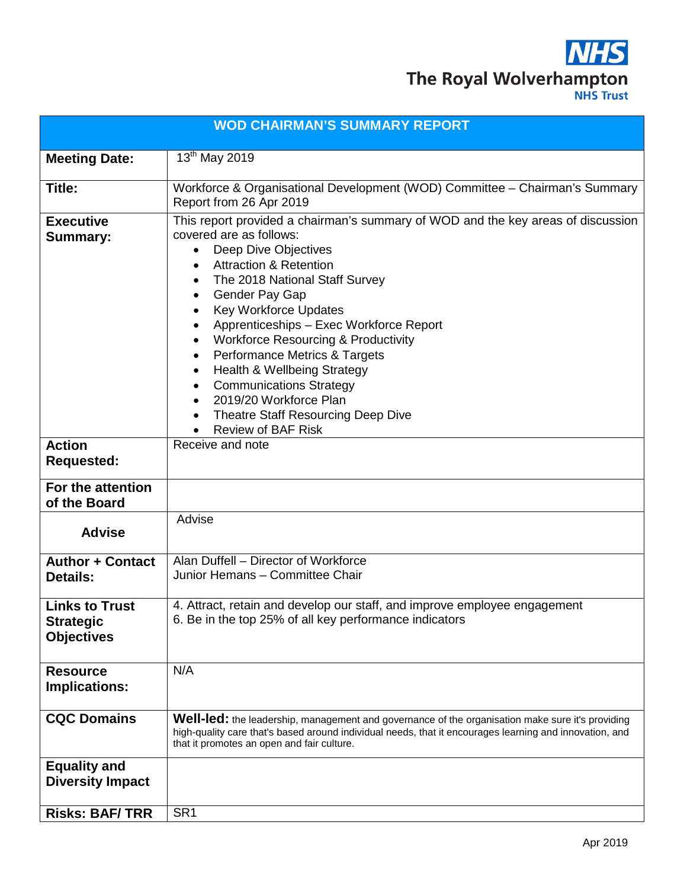**NHS**
**The Royal Wolverhampton**
**NHS Trust**

| WOD CHAIRMAN'S SUMMARY REPORT | |
|---|---|
| **Meeting Date:** | 13th May 2019 |
| **Title:** | Workforce & Organisational Development (WOD) Committee – Chairman's Summary Report from 26 Apr 2019 |
| **Executive Summary:** | This report provided a chairman's summary of WOD and the key areas of discussion covered are as follows:<br>• Deep Dive Objectives<br>• Attraction & Retention<br>• The 2018 National Staff Survey<br>• Gender Pay Gap<br>• Key Workforce Updates<br>• Apprenticeships – Exec Workforce Report<br>• Workforce Resourcing & Productivity<br>• Performance Metrics & Targets<br>• Health & Wellbeing Strategy<br>• Communications Strategy<br>• 2019/20 Workforce Plan<br>• Theatre Staff Resourcing Deep Dive<br>• Review of BAF Risk |
| **Action Requested:** | Receive and note |
| **For the attention of the Board** | |
| **Advise** | Advise |
| **Author + Contact Details:** | Alan Duffell – Director of Workforce<br>Junior Hemans – Committee Chair |
| **Links to Trust Strategic Objectives** | 4. Attract, retain and develop our staff, and improve employee engagement<br>6. Be in the top 25% of all key performance indicators |
| **Resource Implications:** | N/A |
| **CQC Domains** | **Well-led:** the leadership, management and governance of the organisation make sure it's providing high-quality care that's based around individual needs, that it encourages learning and innovation, and that it promotes an open and fair culture. |
| **Equality and Diversity Impact** | |
| **Risks: BAF/ TRR** | SR1 |

Apr 2019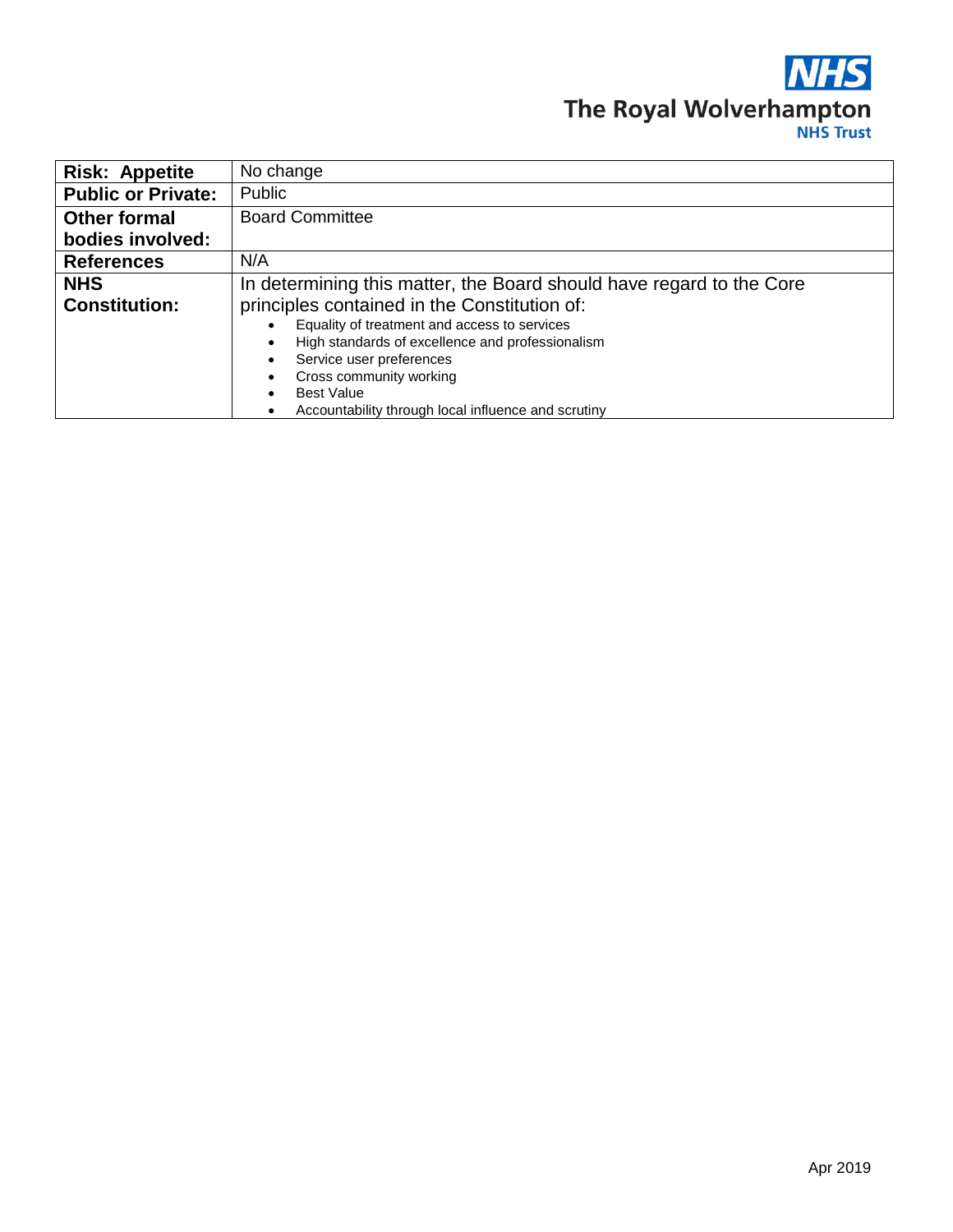| Risk: Appetite | No change |
|---|---|
| **Public or Private:** | Public |
| **Other formal bodies involved:** | Board Committee |
| **References** | N/A |
| **NHS Constitution:** | In determining this matter, the Board should have regard to the Core principles contained in the Constitution of:<br>• Equality of treatment and access to services<br>• High standards of excellence and professionalism<br>• Service user preferences<br>• Cross community working<br>• Best Value<br>• Accountability through local influence and scrutiny |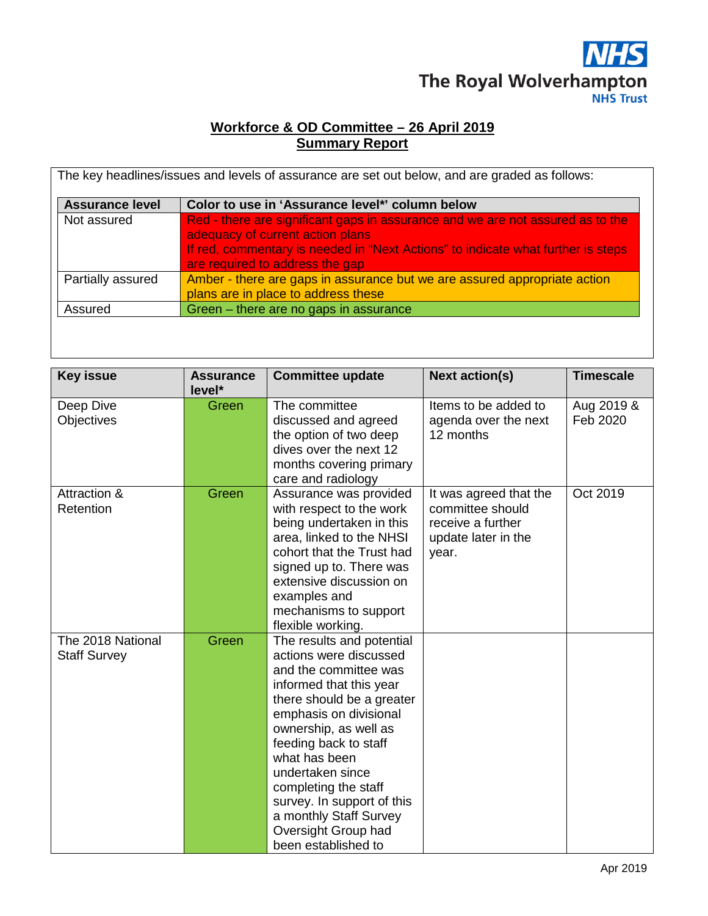**Workforce & OD Committee – 26 April 2019**
**Summary Report**

The key headlines/issues and levels of assurance are set out below, and are graded as follows:

| Assurance level | Color to use in 'Assurance level*' column below |
|---|---|
| Not assured | Red - there are significant gaps in assurance and we are not assured as to the adequacy of current action plans<br>If red, commentary is needed in "Next Actions" to indicate what further is steps are required to address the gap |
| Partially assured | Amber - there are gaps in assurance but we are assured appropriate action plans are in place to address these |
| Assured | Green – there are no gaps in assurance |

| Key issue | Assurance level* | Committee update | Next action(s) | Timescale |
|---|---|---|---|---|
| Deep Dive Objectives | Green | The committee discussed and agreed the option of two deep dives over the next 12 months covering primary care and radiology | Items to be added to agenda over the next 12 months | Aug 2019 & Feb 2020 |
| Attraction & Retention | Green | Assurance was provided with respect to the work being undertaken in this area, linked to the NHSI cohort that the Trust had signed up to. There was extensive discussion on examples and mechanisms to support flexible working. | It was agreed that the committee should receive a further update later in the year. | Oct 2019 |
| The 2018 National Staff Survey | Green | The results and potential actions were discussed and the committee was informed that this year there should be a greater emphasis on divisional ownership, as well as feeding back to staff what has been undertaken since completing the staff survey. In support of this a monthly Staff Survey Oversight Group had been established to | | |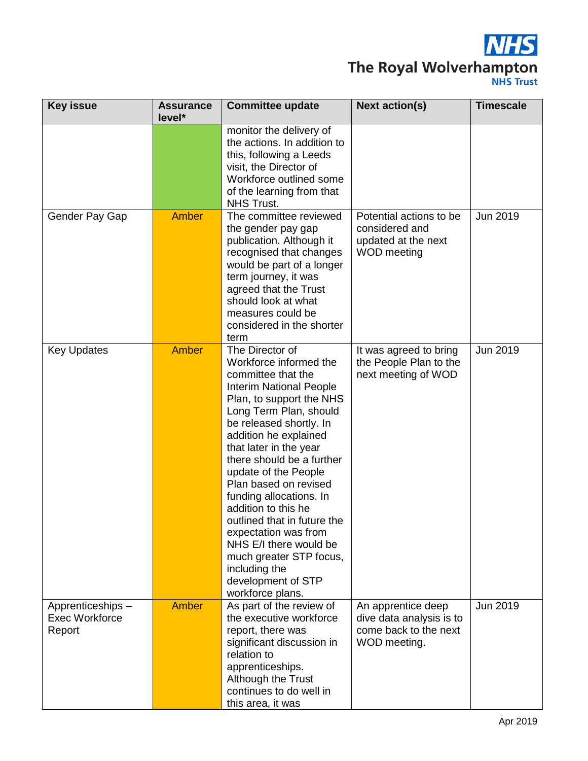| Key issue | Assurance level* | Committee update | Next action(s) | Timescale |
|---|---|---|---|---|
| | | monitor the delivery of the actions. In addition to this, following a Leeds visit, the Director of Workforce outlined some of the learning from that NHS Trust. | | |
| Gender Pay Gap | Amber | The committee reviewed the gender pay gap publication. Although it recognised that changes would be part of a longer term journey, it was agreed that the Trust should look at what measures could be considered in the shorter term | Potential actions to be considered and updated at the next WOD meeting | Jun 2019 |
| Key Updates | Amber | The Director of Workforce informed the committee that the Interim National People Plan, to support the NHS Long Term Plan, should be released shortly. In addition he explained that later in the year there should be a further update of the People Plan based on revised funding allocations. In addition to this he outlined that in future the expectation was from NHS E/I there would be much greater STP focus, including the development of STP workforce plans. | It was agreed to bring the People Plan to the next meeting of WOD | Jun 2019 |
| Apprenticeships – Exec Workforce Report | Amber | As part of the review of the executive workforce report, there was significant discussion in relation to apprenticeships. Although the Trust continues to do well in this area, it was | An apprentice deep dive data analysis is to come back to the next WOD meeting. | Jun 2019 |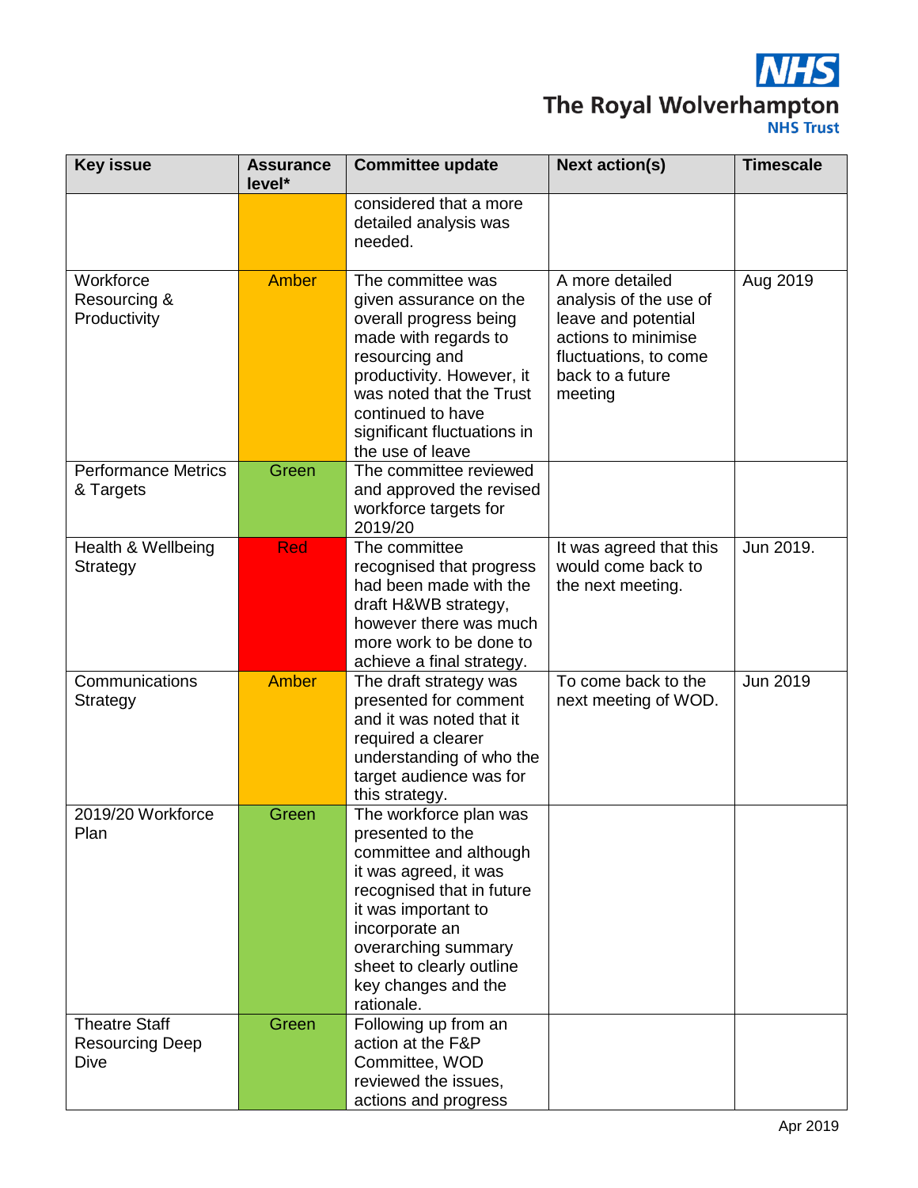| Key issue | Assurance level* | Committee update | Next action(s) | Timescale |
|---|---|---|---|---|
| | | considered that a more detailed analysis was needed. | | |
| Workforce Resourcing & Productivity | Amber | The committee was given assurance on the overall progress being made with regards to resourcing and productivity. However, it was noted that the Trust continued to have significant fluctuations in the use of leave | A more detailed analysis of the use of leave and potential actions to minimise fluctuations, to come back to a future meeting | Aug 2019 |
| Performance Metrics & Targets | Green | The committee reviewed and approved the revised workforce targets for 2019/20 | | |
| Health & Wellbeing Strategy | Red | The committee recognised that progress had been made with the draft H&WB strategy, however there was much more work to be done to achieve a final strategy. | It was agreed that this would come back to the next meeting. | Jun 2019. |
| Communications Strategy | Amber | The draft strategy was presented for comment and it was noted that it required a clearer understanding of who the target audience was for this strategy. | To come back to the next meeting of WOD. | Jun 2019 |
| 2019/20 Workforce Plan | Green | The workforce plan was presented to the committee and although it was agreed, it was recognised that in future it was important to incorporate an overarching summary sheet to clearly outline key changes and the rationale. | | |
| Theatre Staff Resourcing Deep Dive | Green | Following up from an action at the F&P Committee, WOD reviewed the issues, actions and progress | | |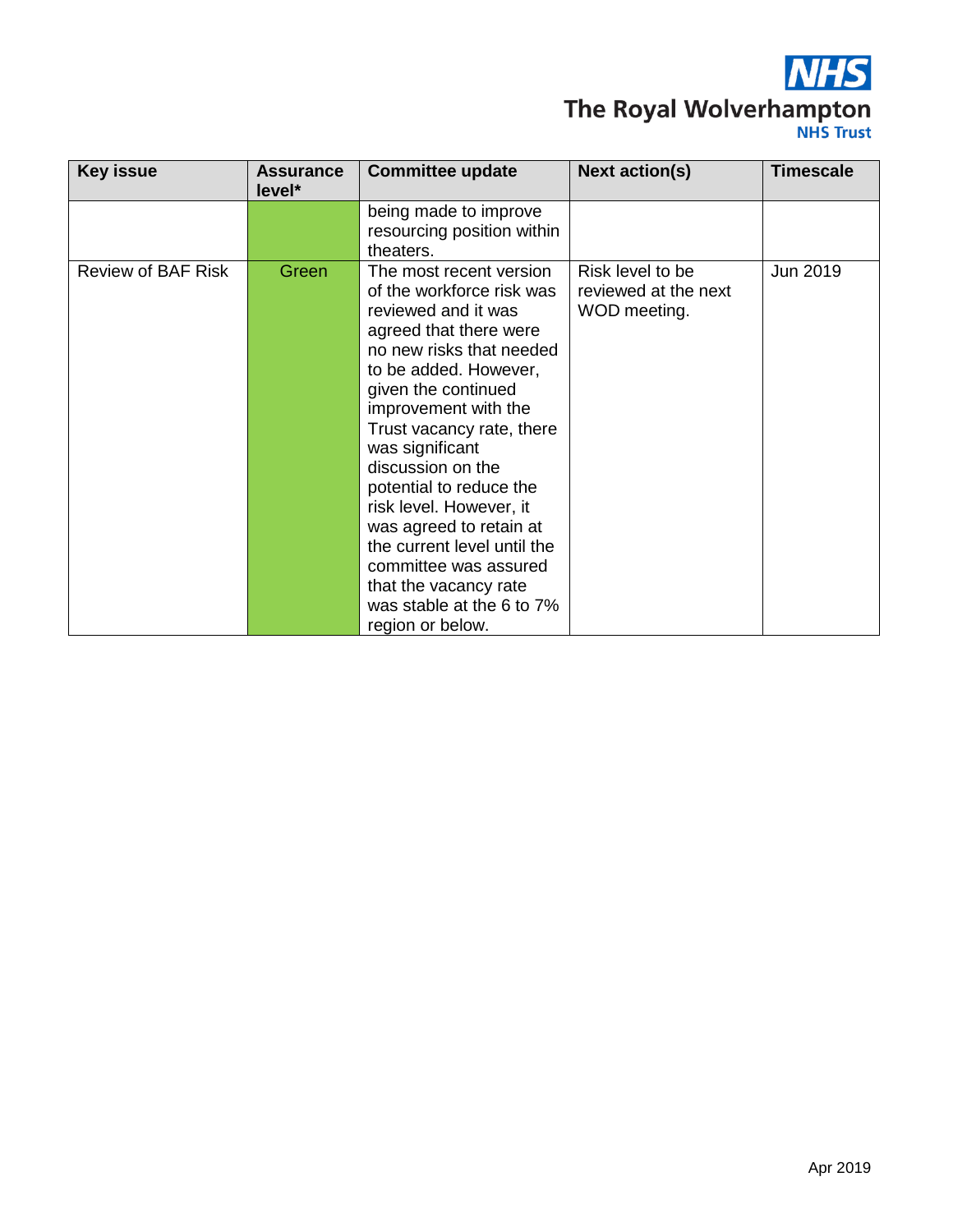| Key issue | Assurance level* | Committee update | Next action(s) | Timescale |
|---|---|---|---|---|
| | | being made to improve resourcing position within theaters. | | |
| Review of BAF Risk | Green | The most recent version of the workforce risk was reviewed and it was agreed that there were no new risks that needed to be added. However, given the continued improvement with the Trust vacancy rate, there was significant discussion on the potential to reduce the risk level. However, it was agreed to retain at the current level until the committee was assured that the vacancy rate was stable at the 6 to 7% region or below. | Risk level to be reviewed at the next WOD meeting. | Jun 2019 |